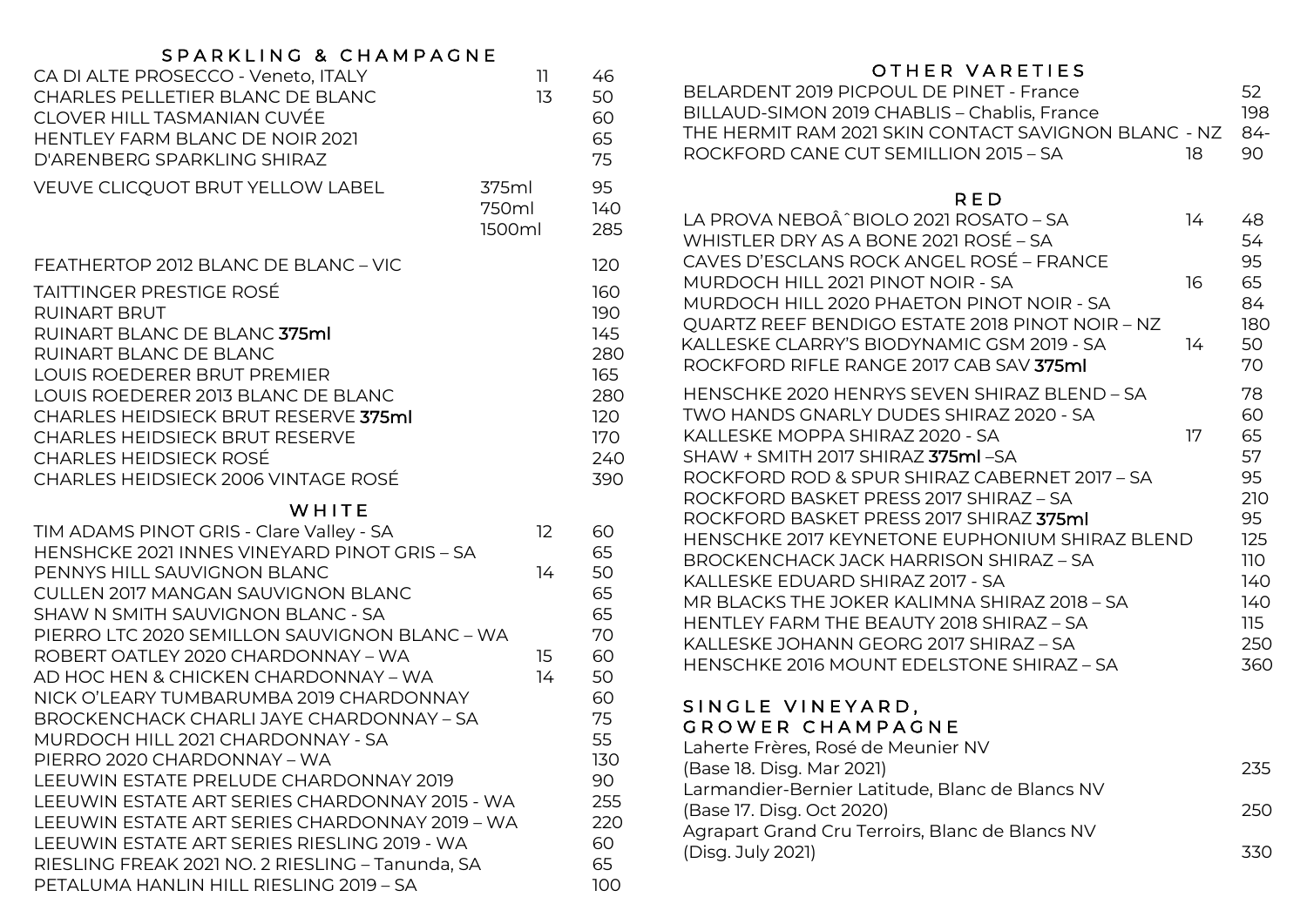## SPARKLING & CHAMPAGNE

| | | |
|---|---|---|
| CA DI ALTE PROSECCO - Veneto, ITALY | 11 | 46 |
| CHARLES PELLETIER BLANC DE BLANC | 13 | 50 |
| CLOVER HILL TASMANIAN CUVÉE | | 60 |
| HENTLEY FARM BLANC DE NOIR 2021 | | 65 |
| D'ARENBERG SPARKLING SHIRAZ | | 75 |
| VEUVE CLICQUOT BRUT YELLOW LABEL | 375ml | 95 |
| | 750ml | 140 |
| | 1500ml | 285 |
| FEATHERTOP 2012 BLANC DE BLANC – VIC | | 120 |
| TAITTINGER PRESTIGE ROSÉ | | 160 |
| RUINART BRUT | | 190 |
| RUINART BLANC DE BLANC **375ml** | | 145 |
| RUINART BLANC DE BLANC | | 280 |
| LOUIS ROEDERER BRUT PREMIER | | 165 |
| LOUIS ROEDERER 2013 BLANC DE BLANC | | 280 |
| CHARLES HEIDSIECK BRUT RESERVE **375ml** | | 120 |
| CHARLES HEIDSIECK BRUT RESERVE | | 170 |
| CHARLES HEIDSIECK ROSÉ | | 240 |
| CHARLES HEIDSIECK 2006 VINTAGE ROSÉ | | 390 |

## WHITE

| | | |
|---|---|---|
| TIM ADAMS PINOT GRIS - Clare Valley - SA | 12 | 60 |
| HENSHCKE 2021 INNES VINEYARD PINOT GRIS – SA | | 65 |
| PENNYS HILL SAUVIGNON BLANC | 14 | 50 |
| CULLEN 2017 MANGAN SAUVIGNON BLANC | | 65 |
| SHAW N SMITH SAUVIGNON BLANC - SA | | 65 |
| PIERRO LTC 2020 SEMILLON SAUVIGNON BLANC – WA | | 70 |
| ROBERT OATLEY 2020 CHARDONNAY – WA | 15 | 60 |
| AD HOC HEN & CHICKEN CHARDONNAY – WA | 14 | 50 |
| NICK O'LEARY TUMBARUMBA 2019 CHARDONNAY | | 60 |
| BROCKENCHACK CHARLI JAYE CHARDONNAY – SA | | 75 |
| MURDOCH HILL 2021 CHARDONNAY - SA | | 55 |
| PIERRO 2020 CHARDONNAY – WA | | 130 |
| LEEUWIN ESTATE PRELUDE CHARDONNAY 2019 | | 90 |
| LEEUWIN ESTATE ART SERIES CHARDONNAY 2015 - WA | | 255 |
| LEEUWIN ESTATE ART SERIES CHARDONNAY 2019 – WA | | 220 |
| LEEUWIN ESTATE ART SERIES RIESLING 2019 - WA | | 60 |
| RIESLING FREAK 2021 NO. 2 RIESLING – Tanunda, SA | | 65 |
| PETALUMA HANLIN HILL RIESLING 2019 – SA | | 100 |

## OTHER VARETIES

| | | |
|---|---|---|
| BELARDENT 2019 PICPOUL DE PINET - France | | 52 |
| BILLAUD-SIMON 2019 CHABLIS – Chablis, France | | 198 |
| THE HERMIT RAM 2021 SKIN CONTACT SAVIGNON BLANC - NZ | | 84- |
| ROCKFORD CANE CUT SEMILLION 2015 – SA | 18 | 90 |

## RED

| | | |
|---|---|---|
| LA PROVA NEBOÂˆBIOLO 2021 ROSATO – SA | 14 | 48 |
| WHISTLER DRY AS A BONE 2021 ROSÉ – SA | | 54 |
| CAVES D'ESCLANS ROCK ANGEL ROSÉ – FRANCE | | 95 |
| MURDOCH HILL 2021 PINOT NOIR - SA | 16 | 65 |
| MURDOCH HILL 2020 PHAETON PINOT NOIR - SA | | 84 |
| QUARTZ REEF BENDIGO ESTATE 2018 PINOT NOIR – NZ | | 180 |
| KALLESKE CLARRY'S BIODYNAMIC GSM 2019 - SA | 14 | 50 |
| ROCKFORD RIFLE RANGE 2017 CAB SAV **375ml** | | 70 |
| HENSCHKE 2020 HENRYS SEVEN SHIRAZ BLEND – SA | | 78 |
| TWO HANDS GNARLY DUDES SHIRAZ 2020 - SA | | 60 |
| KALLESKE MOPPA SHIRAZ 2020 - SA | 17 | 65 |
| SHAW + SMITH 2017 SHIRAZ **375ml** –SA | | 57 |
| ROCKFORD ROD & SPUR SHIRAZ CABERNET 2017 – SA | | 95 |
| ROCKFORD BASKET PRESS 2017 SHIRAZ – SA | | 210 |
| ROCKFORD BASKET PRESS 2017 SHIRAZ **375ml** | | 95 |
| HENSCHKE 2017 KEYNETONE EUPHONIUM SHIRAZ BLEND | | 125 |
| BROCKENCHACK JACK HARRISON SHIRAZ – SA | | 110 |
| KALLESKE EDUARD SHIRAZ 2017 - SA | | 140 |
| MR BLACKS THE JOKER KALIMNA SHIRAZ 2018 – SA | | 140 |
| HENTLEY FARM THE BEAUTY 2018 SHIRAZ – SA | | 115 |
| KALLESKE JOHANN GEORG 2017 SHIRAZ – SA | | 250 |
| HENSCHKE 2016 MOUNT EDELSTONE SHIRAZ – SA | | 360 |

## SINGLE VINEYARD, GROWER CHAMPAGNE

| | |
|---|---|
| Laherte Frères, Rosé de Meunier NV (Base 18. Disg. Mar 2021) | 235 |
| Larmandier-Bernier Latitude, Blanc de Blancs NV (Base 17. Disg. Oct 2020) | 250 |
| Agrapart Grand Cru Terroirs, Blanc de Blancs NV (Disg. July 2021) | 330 |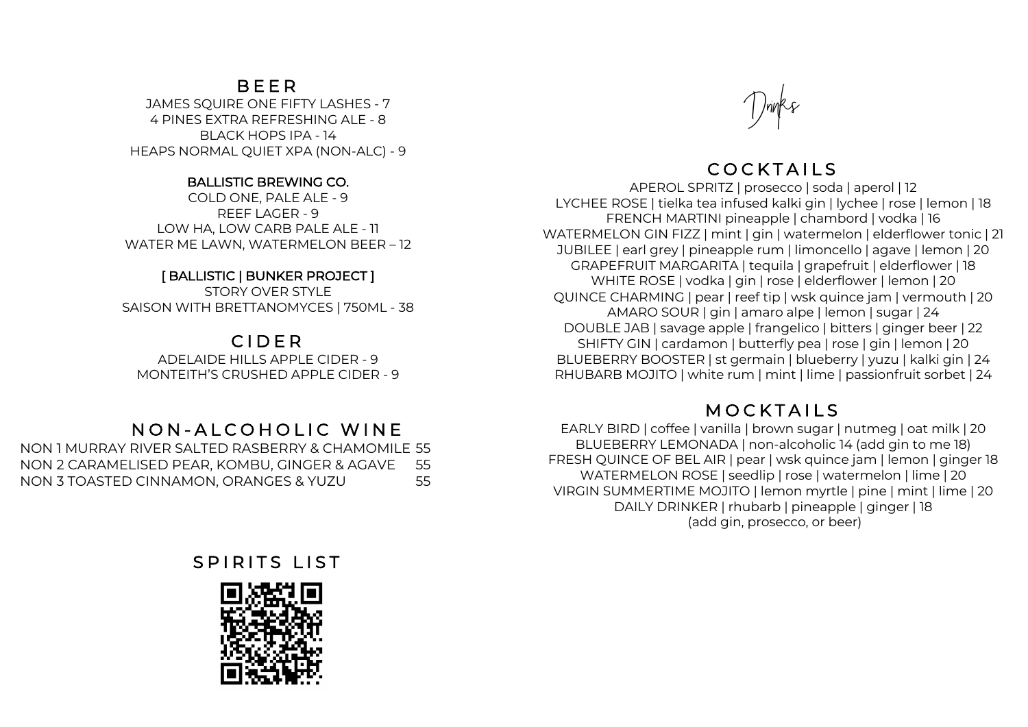# BEER

JAMES SQUIRE ONE FIFTY LASHES - 7
4 PINES EXTRA REFRESHING ALE - 8
BLACK HOPS IPA - 14
HEAPS NORMAL QUIET XPA (NON-ALC) - 9

**BALLISTIC BREWING CO.**
COLD ONE, PALE ALE - 9
REEF LAGER - 9
LOW HA, LOW CARB PALE ALE - 11
WATER ME LAWN, WATERMELON BEER – 12

**[ BALLISTIC | BUNKER PROJECT ]**
STORY OVER STYLE
SAISON WITH BRETTANOMYCES | 750ML - 38

# CIDER

ADELAIDE HILLS APPLE CIDER - 9
MONTEITH'S CRUSHED APPLE CIDER - 9

# NON-ALCOHOLIC WINE

| | |
|---|---|
| NON 1 MURRAY RIVER SALTED RASBERRY & CHAMOMILE | 55 |
| NON 2 CARAMELISED PEAR, KOMBU, GINGER & AGAVE | 55 |
| NON 3 TOASTED CINNAMON, ORANGES & YUZU | 55 |

# SPIRITS LIST

*Drinks*

# COCKTAILS

APEROL SPRITZ | prosecco | soda | aperol | 12
LYCHEE ROSE | tielka tea infused kalki gin | lychee | rose | lemon | 18
FRENCH MARTINI pineapple | chambord | vodka | 16
WATERMELON GIN FIZZ | mint | gin | watermelon | elderflower tonic | 21
JUBILEE | earl grey | pineapple rum | limoncello | agave | lemon | 20
GRAPEFRUIT MARGARITA | tequila | grapefruit | elderflower | 18
WHITE ROSE | vodka | gin | rose | elderflower | lemon | 20
QUINCE CHARMING | pear | reef tip | wsk quince jam | vermouth | 20
AMARO SOUR | gin | amaro alpe | lemon | sugar | 24
DOUBLE JAB | savage apple | frangelico | bitters | ginger beer | 22
SHIFTY GIN | cardamon | butterfly pea | rose | gin | lemon | 20
BLUEBERRY BOOSTER | st germain | blueberry | yuzu | kalki gin | 24
RHUBARB MOJITO | white rum | mint | lime | passionfruit sorbet | 24

# MOCKTAILS

EARLY BIRD | coffee | vanilla | brown sugar | nutmeg | oat milk | 20
BLUEBERRY LEMONADA | non-alcoholic 14 (add gin to me 18)
FRESH QUINCE OF BEL AIR | pear | wsk quince jam | lemon | ginger 18
WATERMELON ROSE | seedlip | rose | watermelon | lime | 20
VIRGIN SUMMERTIME MOJITO | lemon myrtle | pine | mint | lime | 20
DAILY DRINKER | rhubarb | pineapple | ginger | 18
(add gin, prosecco, or beer)